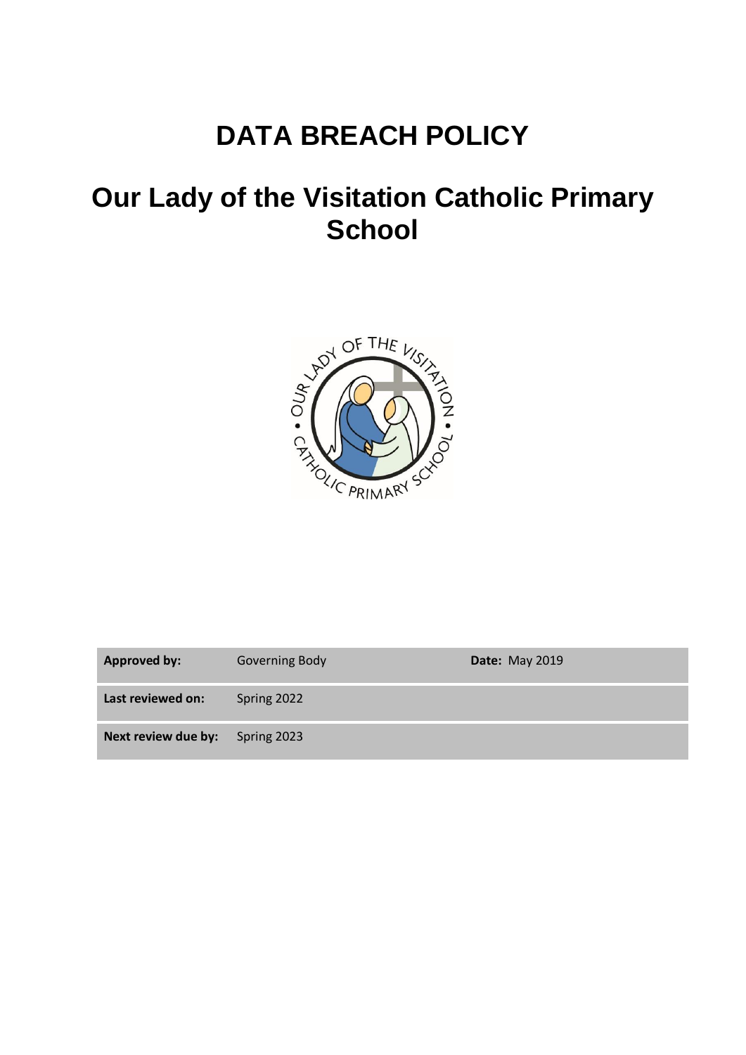# DATA BREACH POLICY

# Our Lady of the Visitation Catholic Primary School

| **Approved by:** | Governing Body | **Date:** May 2019 |
|---|---|---|
| **Last reviewed on:** | Spring 2022 | |
| **Next review due by:** | Spring 2023 | |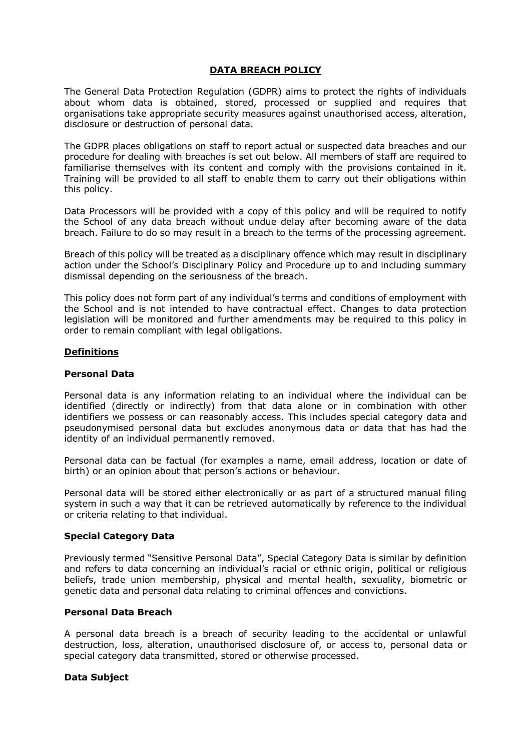# DATA BREACH POLICY

The General Data Protection Regulation (GDPR) aims to protect the rights of individuals about whom data is obtained, stored, processed or supplied and requires that organisations take appropriate security measures against unauthorised access, alteration, disclosure or destruction of personal data.

The GDPR places obligations on staff to report actual or suspected data breaches and our procedure for dealing with breaches is set out below. All members of staff are required to familiarise themselves with its content and comply with the provisions contained in it. Training will be provided to all staff to enable them to carry out their obligations within this policy.

Data Processors will be provided with a copy of this policy and will be required to notify the School of any data breach without undue delay after becoming aware of the data breach. Failure to do so may result in a breach to the terms of the processing agreement.

Breach of this policy will be treated as a disciplinary offence which may result in disciplinary action under the School's Disciplinary Policy and Procedure up to and including summary dismissal depending on the seriousness of the breach.

This policy does not form part of any individual's terms and conditions of employment with the School and is not intended to have contractual effect. Changes to data protection legislation will be monitored and further amendments may be required to this policy in order to remain compliant with legal obligations.

## Definitions

### Personal Data

Personal data is any information relating to an individual where the individual can be identified (directly or indirectly) from that data alone or in combination with other identifiers we possess or can reasonably access. This includes special category data and pseudonymised personal data but excludes anonymous data or data that has had the identity of an individual permanently removed.

Personal data can be factual (for examples a name, email address, location or date of birth) or an opinion about that person's actions or behaviour.

Personal data will be stored either electronically or as part of a structured manual filing system in such a way that it can be retrieved automatically by reference to the individual or criteria relating to that individual.

### Special Category Data

Previously termed "Sensitive Personal Data", Special Category Data is similar by definition and refers to data concerning an individual's racial or ethnic origin, political or religious beliefs, trade union membership, physical and mental health, sexuality, biometric or genetic data and personal data relating to criminal offences and convictions.

### Personal Data Breach

A personal data breach is a breach of security leading to the accidental or unlawful destruction, loss, alteration, unauthorised disclosure of, or access to, personal data or special category data transmitted, stored or otherwise processed.

### Data Subject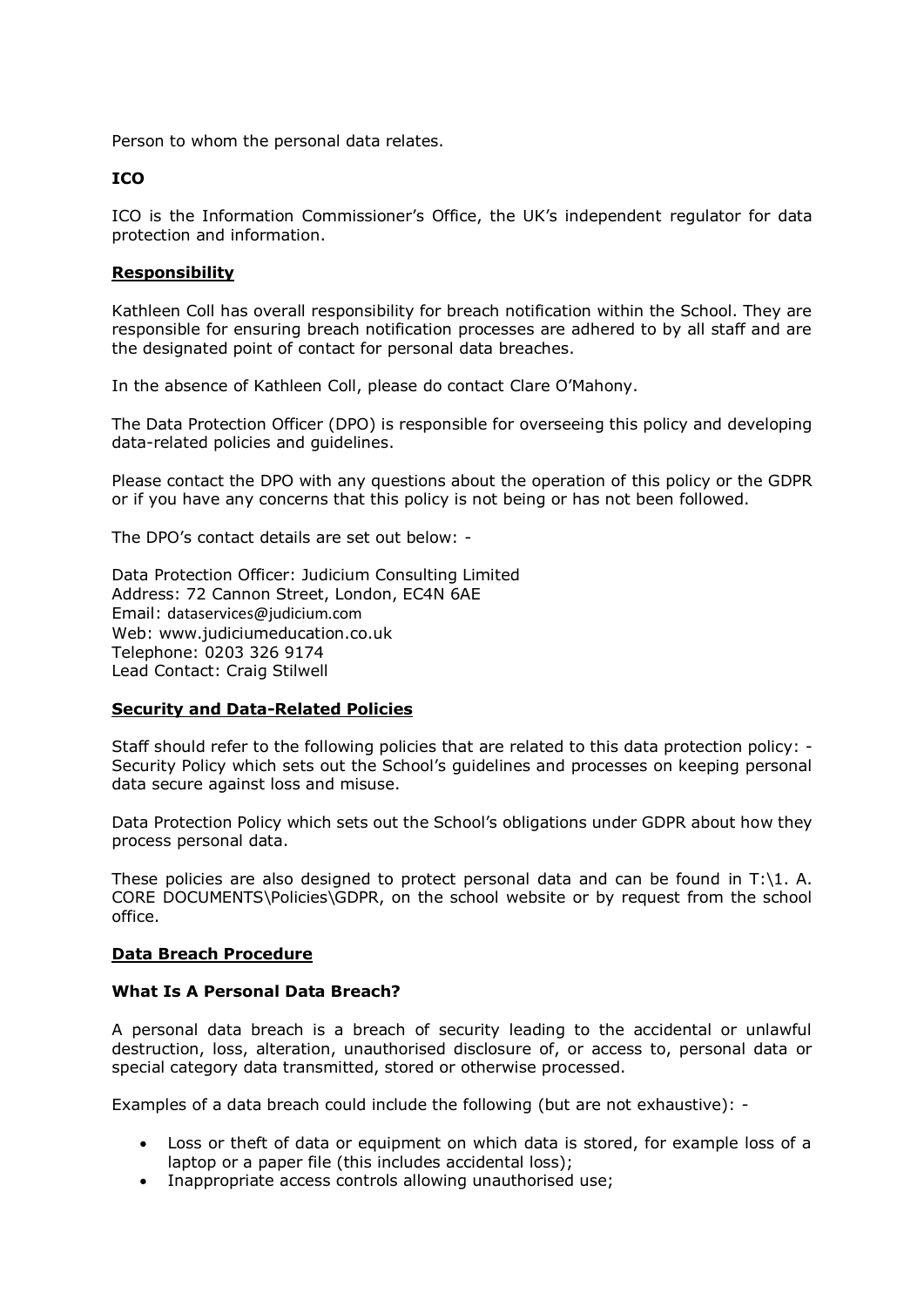Person to whom the personal data relates.

**ICO**

ICO is the Information Commissioner's Office, the UK's independent regulator for data protection and information.

## Responsibility

Kathleen Coll has overall responsibility for breach notification within the School. They are responsible for ensuring breach notification processes are adhered to by all staff and are the designated point of contact for personal data breaches.

In the absence of Kathleen Coll, please do contact Clare O'Mahony.

The Data Protection Officer (DPO) is responsible for overseeing this policy and developing data-related policies and guidelines.

Please contact the DPO with any questions about the operation of this policy or the GDPR or if you have any concerns that this policy is not being or has not been followed.

The DPO's contact details are set out below: -

Data Protection Officer: Judicium Consulting Limited
Address: 72 Cannon Street, London, EC4N 6AE
Email: dataservices@judicium.com
Web: www.judiciumeducation.co.uk
Telephone: 0203 326 9174
Lead Contact: Craig Stilwell

## Security and Data-Related Policies

Staff should refer to the following policies that are related to this data protection policy: - Security Policy which sets out the School's guidelines and processes on keeping personal data secure against loss and misuse.

Data Protection Policy which sets out the School's obligations under GDPR about how they process personal data.

These policies are also designed to protect personal data and can be found in T:\1. A. CORE DOCUMENTS\Policies\GDPR, on the school website or by request from the school office.

## Data Breach Procedure

### What Is A Personal Data Breach?

A personal data breach is a breach of security leading to the accidental or unlawful destruction, loss, alteration, unauthorised disclosure of, or access to, personal data or special category data transmitted, stored or otherwise processed.

Examples of a data breach could include the following (but are not exhaustive): -

- Loss or theft of data or equipment on which data is stored, for example loss of a laptop or a paper file (this includes accidental loss);
- Inappropriate access controls allowing unauthorised use;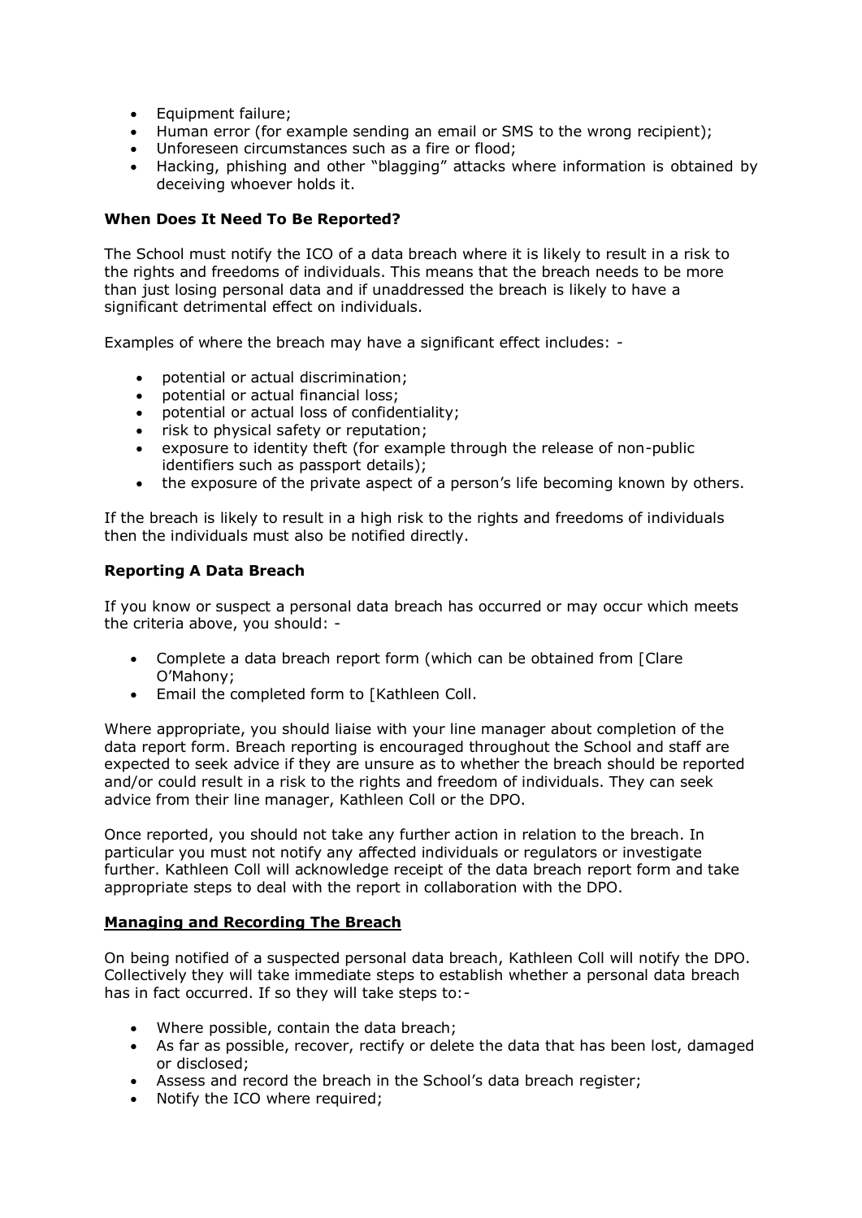- Equipment failure;
- Human error (for example sending an email or SMS to the wrong recipient);
- Unforeseen circumstances such as a fire or flood;
- Hacking, phishing and other "blagging" attacks where information is obtained by deceiving whoever holds it.

**When Does It Need To Be Reported?**

The School must notify the ICO of a data breach where it is likely to result in a risk to the rights and freedoms of individuals. This means that the breach needs to be more than just losing personal data and if unaddressed the breach is likely to have a significant detrimental effect on individuals.

Examples of where the breach may have a significant effect includes: -

- potential or actual discrimination;
- potential or actual financial loss;
- potential or actual loss of confidentiality;
- risk to physical safety or reputation;
- exposure to identity theft (for example through the release of non-public identifiers such as passport details);
- the exposure of the private aspect of a person's life becoming known by others.

If the breach is likely to result in a high risk to the rights and freedoms of individuals then the individuals must also be notified directly.

**Reporting A Data Breach**

If you know or suspect a personal data breach has occurred or may occur which meets the criteria above, you should: -

- Complete a data breach report form (which can be obtained from [Clare O'Mahony;
- Email the completed form to [Kathleen Coll.

Where appropriate, you should liaise with your line manager about completion of the data report form. Breach reporting is encouraged throughout the School and staff are expected to seek advice if they are unsure as to whether the breach should be reported and/or could result in a risk to the rights and freedom of individuals. They can seek advice from their line manager, Kathleen Coll or the DPO.

Once reported, you should not take any further action in relation to the breach. In particular you must not notify any affected individuals or regulators or investigate further. Kathleen Coll will acknowledge receipt of the data breach report form and take appropriate steps to deal with the report in collaboration with the DPO.

**Managing and Recording The Breach**

On being notified of a suspected personal data breach, Kathleen Coll will notify the DPO. Collectively they will take immediate steps to establish whether a personal data breach has in fact occurred. If so they will take steps to:-

- Where possible, contain the data breach;
- As far as possible, recover, rectify or delete the data that has been lost, damaged or disclosed;
- Assess and record the breach in the School's data breach register;
- Notify the ICO where required;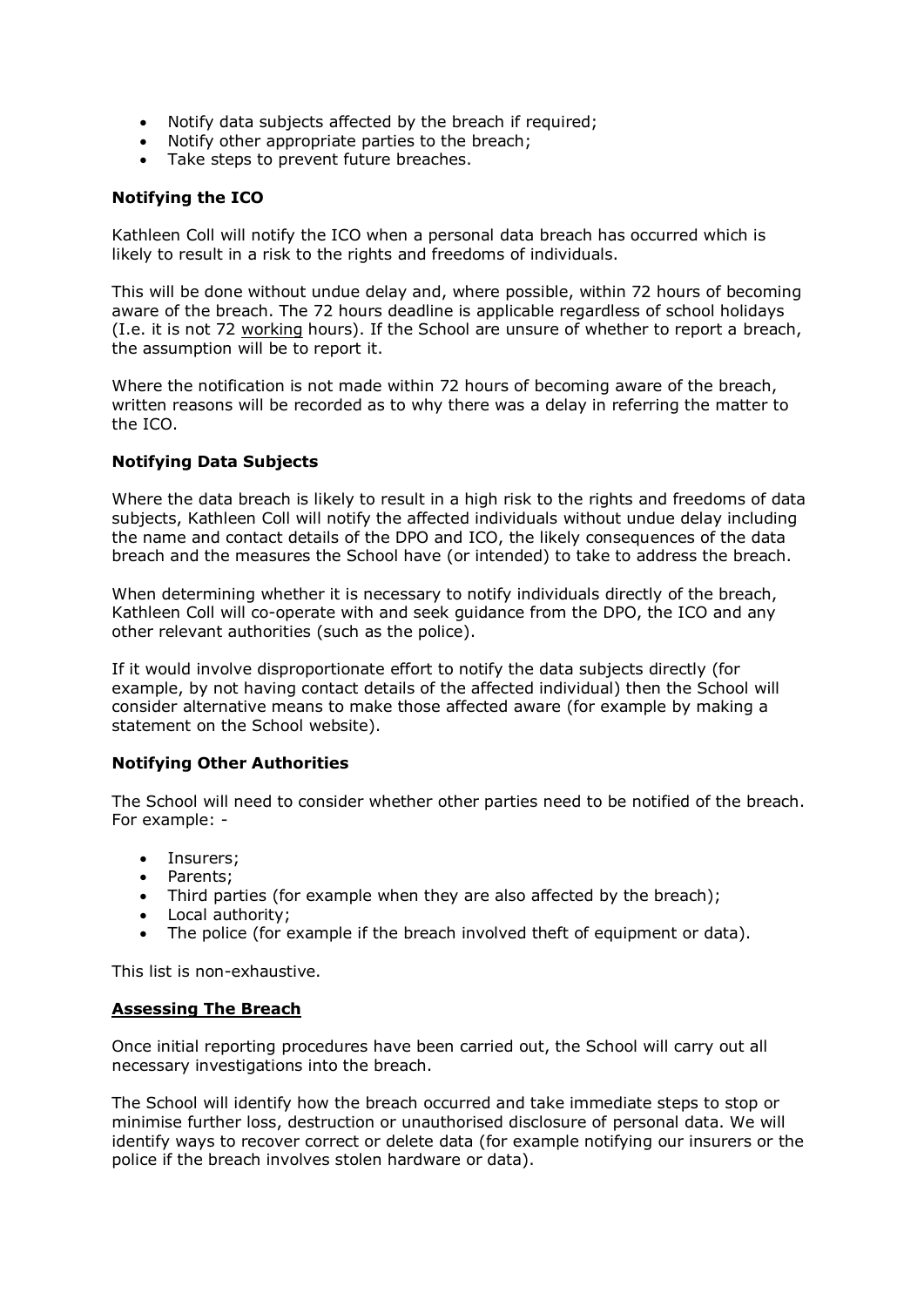- Notify data subjects affected by the breach if required;
- Notify other appropriate parties to the breach;
- Take steps to prevent future breaches.

**Notifying the ICO**

Kathleen Coll will notify the ICO when a personal data breach has occurred which is likely to result in a risk to the rights and freedoms of individuals.

This will be done without undue delay and, where possible, within 72 hours of becoming aware of the breach. The 72 hours deadline is applicable regardless of school holidays (I.e. it is not 72 <u>working</u> hours). If the School are unsure of whether to report a breach, the assumption will be to report it.

Where the notification is not made within 72 hours of becoming aware of the breach, written reasons will be recorded as to why there was a delay in referring the matter to the ICO.

**Notifying Data Subjects**

Where the data breach is likely to result in a high risk to the rights and freedoms of data subjects, Kathleen Coll will notify the affected individuals without undue delay including the name and contact details of the DPO and ICO, the likely consequences of the data breach and the measures the School have (or intended) to take to address the breach.

When determining whether it is necessary to notify individuals directly of the breach, Kathleen Coll will co-operate with and seek guidance from the DPO, the ICO and any other relevant authorities (such as the police).

If it would involve disproportionate effort to notify the data subjects directly (for example, by not having contact details of the affected individual) then the School will consider alternative means to make those affected aware (for example by making a statement on the School website).

**Notifying Other Authorities**

The School will need to consider whether other parties need to be notified of the breach. For example: -

- Insurers;
- Parents;
- Third parties (for example when they are also affected by the breach);
- Local authority;
- The police (for example if the breach involved theft of equipment or data).

This list is non-exhaustive.

**<u>Assessing The Breach</u>**

Once initial reporting procedures have been carried out, the School will carry out all necessary investigations into the breach.

The School will identify how the breach occurred and take immediate steps to stop or minimise further loss, destruction or unauthorised disclosure of personal data. We will identify ways to recover correct or delete data (for example notifying our insurers or the police if the breach involves stolen hardware or data).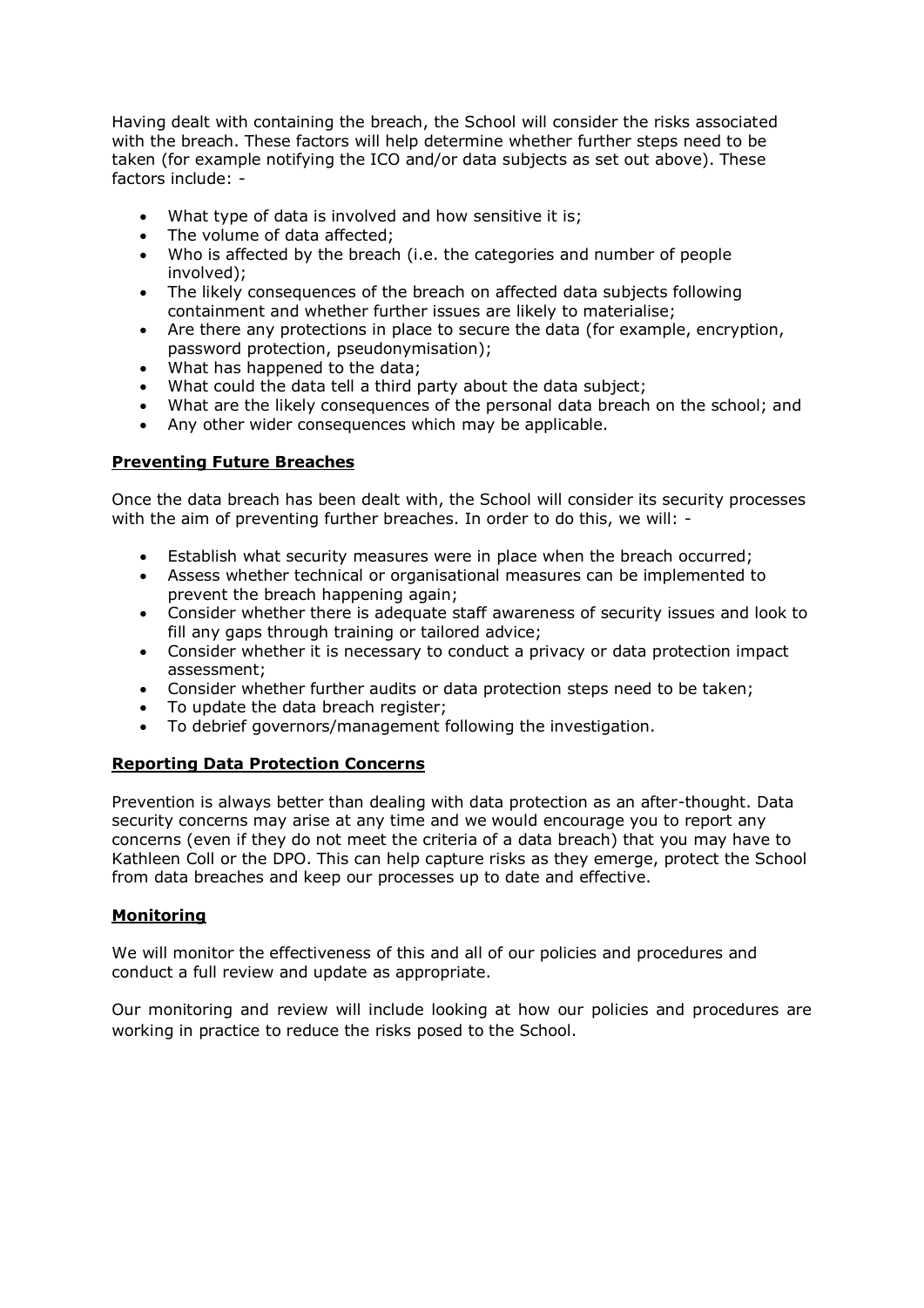Having dealt with containing the breach, the School will consider the risks associated with the breach. These factors will help determine whether further steps need to be taken (for example notifying the ICO and/or data subjects as set out above). These factors include: -

- What type of data is involved and how sensitive it is;
- The volume of data affected;
- Who is affected by the breach (i.e. the categories and number of people involved);
- The likely consequences of the breach on affected data subjects following containment and whether further issues are likely to materialise;
- Are there any protections in place to secure the data (for example, encryption, password protection, pseudonymisation);
- What has happened to the data;
- What could the data tell a third party about the data subject;
- What are the likely consequences of the personal data breach on the school; and
- Any other wider consequences which may be applicable.

## **Preventing Future Breaches**

Once the data breach has been dealt with, the School will consider its security processes with the aim of preventing further breaches. In order to do this, we will: -

- Establish what security measures were in place when the breach occurred;
- Assess whether technical or organisational measures can be implemented to prevent the breach happening again;
- Consider whether there is adequate staff awareness of security issues and look to fill any gaps through training or tailored advice;
- Consider whether it is necessary to conduct a privacy or data protection impact assessment;
- Consider whether further audits or data protection steps need to be taken;
- To update the data breach register;
- To debrief governors/management following the investigation.

## **Reporting Data Protection Concerns**

Prevention is always better than dealing with data protection as an after-thought. Data security concerns may arise at any time and we would encourage you to report any concerns (even if they do not meet the criteria of a data breach) that you may have to Kathleen Coll or the DPO. This can help capture risks as they emerge, protect the School from data breaches and keep our processes up to date and effective.

## **Monitoring**

We will monitor the effectiveness of this and all of our policies and procedures and conduct a full review and update as appropriate.

Our monitoring and review will include looking at how our policies and procedures are working in practice to reduce the risks posed to the School.